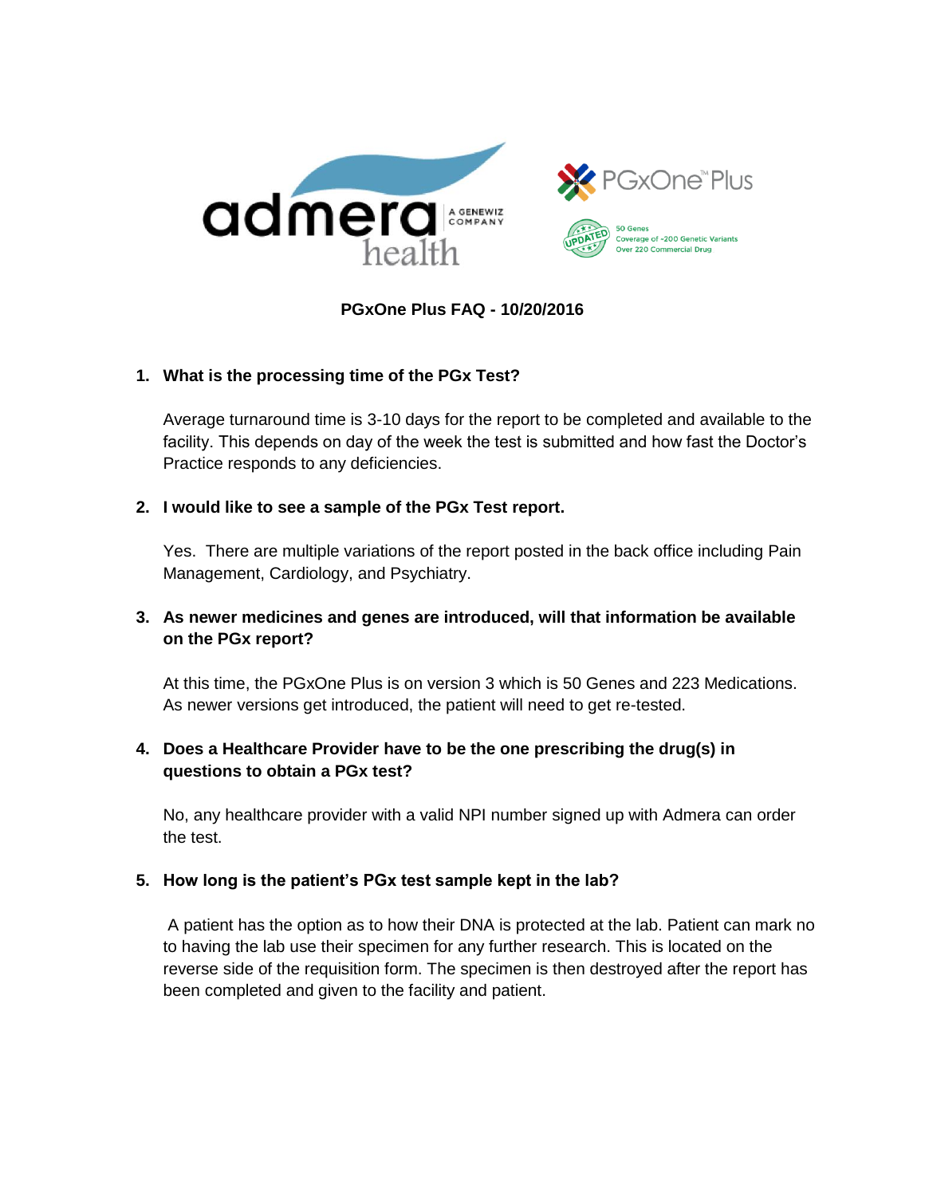admera health — A GENEWIZ COMPANY

PGxOne™ Plus

UPDATED — 50 Genes, Coverage of ~200 Genetic Variants, Over 220 Commercial Drug

# PGxOne Plus FAQ - 10/20/2016

1. **What is the processing time of the PGx Test?**

   Average turnaround time is 3-10 days for the report to be completed and available to the facility. This depends on day of the week the test is submitted and how fast the Doctor's Practice responds to any deficiencies.

2. **I would like to see a sample of the PGx Test report.**

   Yes. There are multiple variations of the report posted in the back office including Pain Management, Cardiology, and Psychiatry.

3. **As newer medicines and genes are introduced, will that information be available on the PGx report?**

   At this time, the PGxOne Plus is on version 3 which is 50 Genes and 223 Medications. As newer versions get introduced, the patient will need to get re-tested.

4. **Does a Healthcare Provider have to be the one prescribing the drug(s) in questions to obtain a PGx test?**

   No, any healthcare provider with a valid NPI number signed up with Admera can order the test.

5. **How long is the patient's PGx test sample kept in the lab?**

   A patient has the option as to how their DNA is protected at the lab. Patient can mark no to having the lab use their specimen for any further research. This is located on the reverse side of the requisition form. The specimen is then destroyed after the report has been completed and given to the facility and patient.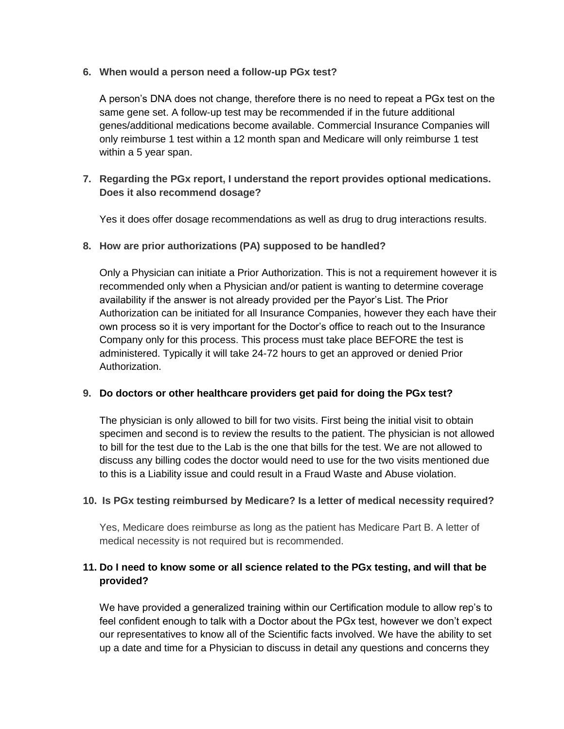6. **When would a person need a follow-up PGx test?**

   A person's DNA does not change, therefore there is no need to repeat a PGx test on the same gene set. A follow-up test may be recommended if in the future additional genes/additional medications become available. Commercial Insurance Companies will only reimburse 1 test within a 12 month span and Medicare will only reimburse 1 test within a 5 year span.

7. **Regarding the PGx report, I understand the report provides optional medications. Does it also recommend dosage?**

   Yes it does offer dosage recommendations as well as drug to drug interactions results.

8. **How are prior authorizations (PA) supposed to be handled?**

   Only a Physician can initiate a Prior Authorization. This is not a requirement however it is recommended only when a Physician and/or patient is wanting to determine coverage availability if the answer is not already provided per the Payor's List. The Prior Authorization can be initiated for all Insurance Companies, however they each have their own process so it is very important for the Doctor's office to reach out to the Insurance Company only for this process. This process must take place BEFORE the test is administered. Typically it will take 24-72 hours to get an approved or denied Prior Authorization.

9. **Do doctors or other healthcare providers get paid for doing the PGx test?**

   The physician is only allowed to bill for two visits. First being the initial visit to obtain specimen and second is to review the results to the patient. The physician is not allowed to bill for the test due to the Lab is the one that bills for the test. We are not allowed to discuss any billing codes the doctor would need to use for the two visits mentioned due to this is a Liability issue and could result in a Fraud Waste and Abuse violation.

10. **Is PGx testing reimbursed by Medicare? Is a letter of medical necessity required?**

    Yes, Medicare does reimburse as long as the patient has Medicare Part B. A letter of medical necessity is not required but is recommended.

11. **Do I need to know some or all science related to the PGx testing, and will that be provided?**

    We have provided a generalized training within our Certification module to allow rep's to feel confident enough to talk with a Doctor about the PGx test, however we don't expect our representatives to know all of the Scientific facts involved. We have the ability to set up a date and time for a Physician to discuss in detail any questions and concerns they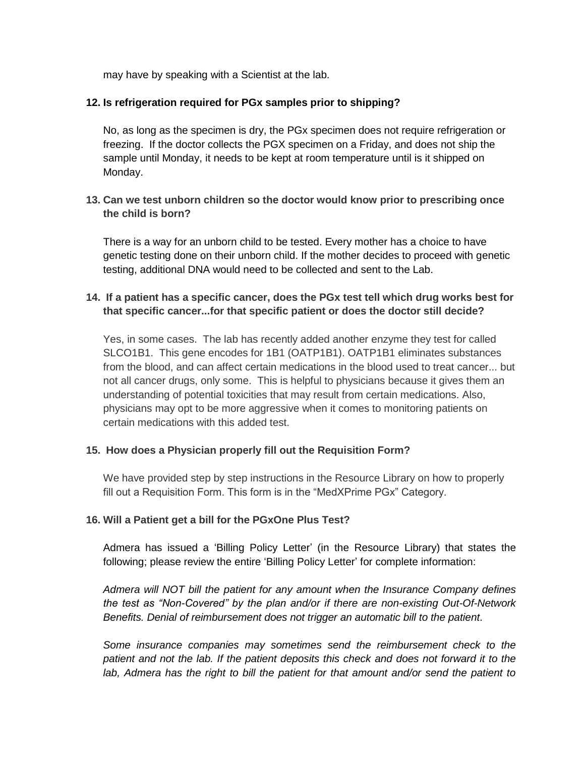may have by speaking with a Scientist at the lab.

**12. Is refrigeration required for PGx samples prior to shipping?**

No, as long as the specimen is dry, the PGx specimen does not require refrigeration or freezing. If the doctor collects the PGX specimen on a Friday, and does not ship the sample until Monday, it needs to be kept at room temperature until is it shipped on Monday.

**13. Can we test unborn children so the doctor would know prior to prescribing once the child is born?**

There is a way for an unborn child to be tested. Every mother has a choice to have genetic testing done on their unborn child. If the mother decides to proceed with genetic testing, additional DNA would need to be collected and sent to the Lab.

**14. If a patient has a specific cancer, does the PGx test tell which drug works best for that specific cancer...for that specific patient or does the doctor still decide?**

Yes, in some cases. The lab has recently added another enzyme they test for called SLCO1B1. This gene encodes for 1B1 (OATP1B1). OATP1B1 eliminates substances from the blood, and can affect certain medications in the blood used to treat cancer... but not all cancer drugs, only some. This is helpful to physicians because it gives them an understanding of potential toxicities that may result from certain medications. Also, physicians may opt to be more aggressive when it comes to monitoring patients on certain medications with this added test.

**15. How does a Physician properly fill out the Requisition Form?**

We have provided step by step instructions in the Resource Library on how to properly fill out a Requisition Form. This form is in the "MedXPrime PGx" Category.

**16. Will a Patient get a bill for the PGxOne Plus Test?**

Admera has issued a 'Billing Policy Letter' (in the Resource Library) that states the following; please review the entire 'Billing Policy Letter' for complete information:

*Admera will NOT bill the patient for any amount when the Insurance Company defines the test as "Non-Covered" by the plan and/or if there are non-existing Out-Of-Network Benefits. Denial of reimbursement does not trigger an automatic bill to the patient.*

*Some insurance companies may sometimes send the reimbursement check to the patient and not the lab. If the patient deposits this check and does not forward it to the lab, Admera has the right to bill the patient for that amount and/or send the patient to*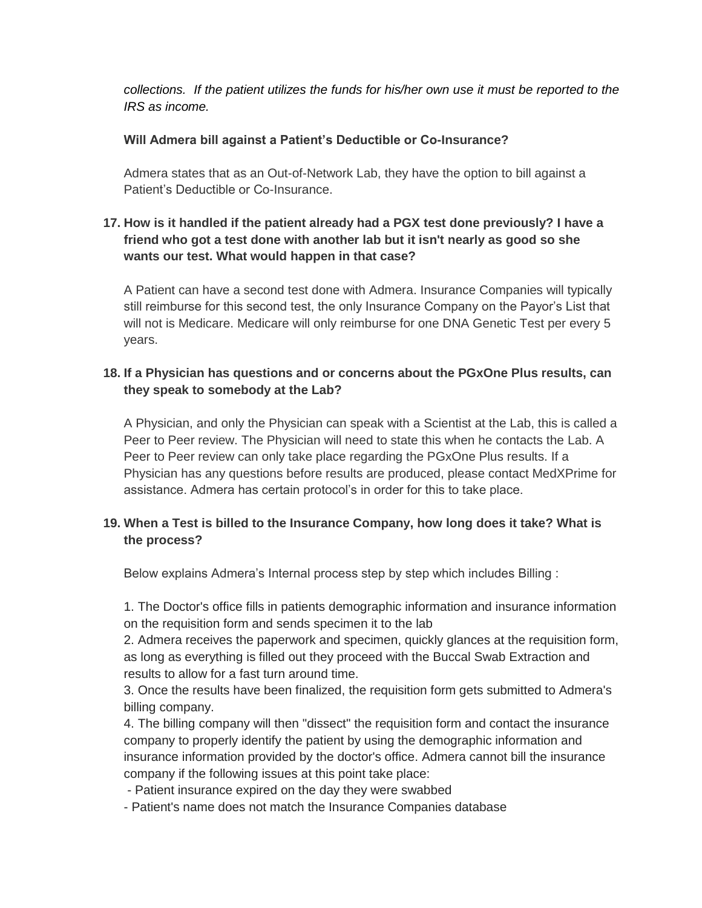*collections. If the patient utilizes the funds for his/her own use it must be reported to the IRS as income.*

**Will Admera bill against a Patient's Deductible or Co-Insurance?**

Admera states that as an Out-of-Network Lab, they have the option to bill against a Patient's Deductible or Co-Insurance.

17. **How is it handled if the patient already had a PGX test done previously? I have a friend who got a test done with another lab but it isn't nearly as good so she wants our test. What would happen in that case?**

    A Patient can have a second test done with Admera. Insurance Companies will typically still reimburse for this second test, the only Insurance Company on the Payor's List that will not is Medicare. Medicare will only reimburse for one DNA Genetic Test per every 5 years.

18. **If a Physician has questions and or concerns about the PGxOne Plus results, can they speak to somebody at the Lab?**

    A Physician, and only the Physician can speak with a Scientist at the Lab, this is called a Peer to Peer review. The Physician will need to state this when he contacts the Lab. A Peer to Peer review can only take place regarding the PGxOne Plus results. If a Physician has any questions before results are produced, please contact MedXPrime for assistance. Admera has certain protocol's in order for this to take place.

19. **When a Test is billed to the Insurance Company, how long does it take? What is the process?**

    Below explains Admera's Internal process step by step which includes Billing :

    1. The Doctor's office fills in patients demographic information and insurance information on the requisition form and sends specimen it to the lab
    2. Admera receives the paperwork and specimen, quickly glances at the requisition form, as long as everything is filled out they proceed with the Buccal Swab Extraction and results to allow for a fast turn around time.
    3. Once the results have been finalized, the requisition form gets submitted to Admera's billing company.
    4. The billing company will then "dissect" the requisition form and contact the insurance company to properly identify the patient by using the demographic information and insurance information provided by the doctor's office. Admera cannot bill the insurance company if the following issues at this point take place:

    - Patient insurance expired on the day they were swabbed
    - Patient's name does not match the Insurance Companies database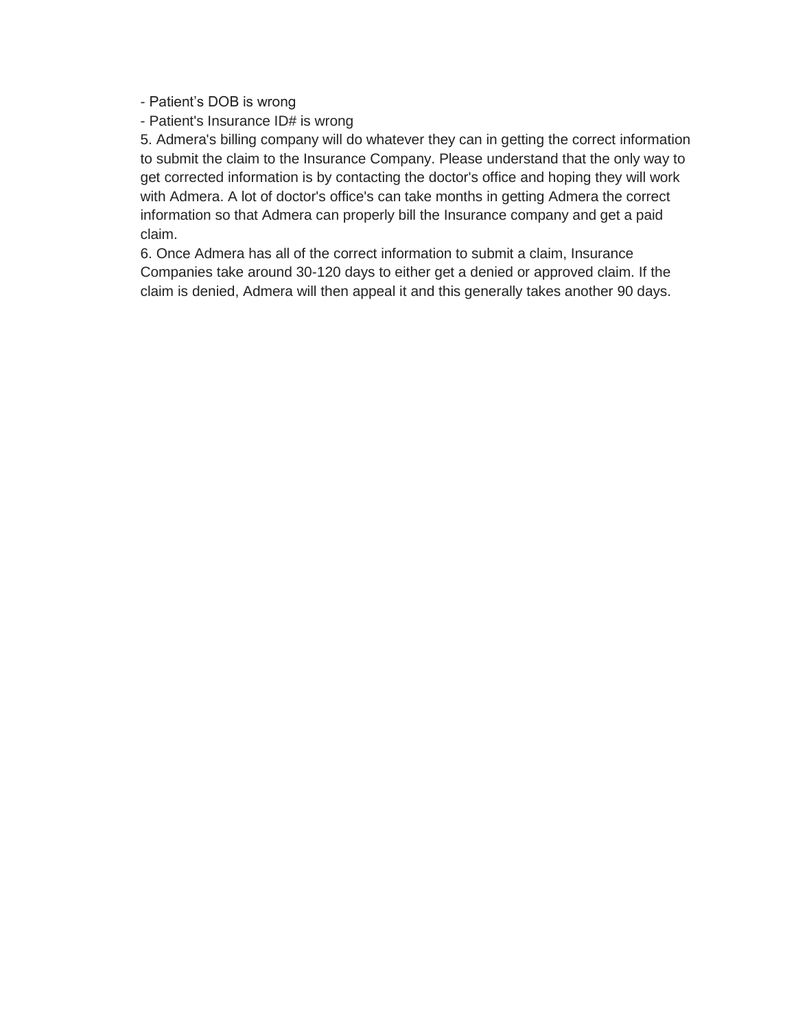- Patient's DOB is wrong
- Patient's Insurance ID# is wrong

5. Admera's billing company will do whatever they can in getting the correct information to submit the claim to the Insurance Company. Please understand that the only way to get corrected information is by contacting the doctor's office and hoping they will work with Admera. A lot of doctor's office's can take months in getting Admera the correct information so that Admera can properly bill the Insurance company and get a paid claim.
6. Once Admera has all of the correct information to submit a claim, Insurance Companies take around 30-120 days to either get a denied or approved claim. If the claim is denied, Admera will then appeal it and this generally takes another 90 days.